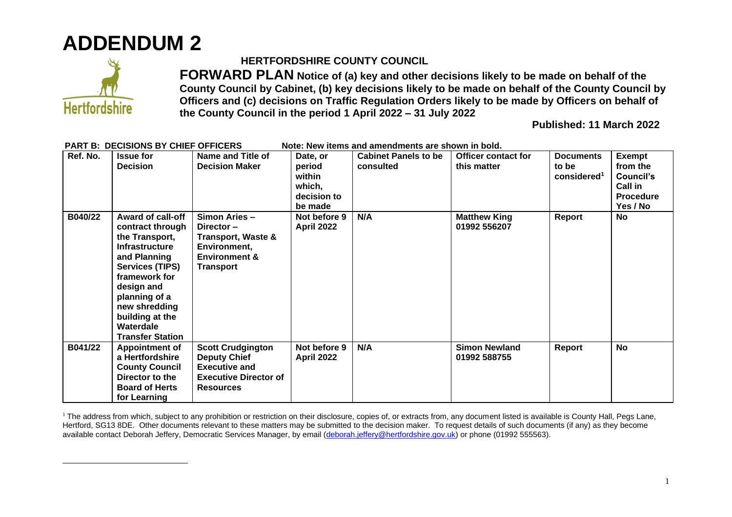# ADDENDUM 2

**HERTFORDSHIRE COUNTY COUNCIL**

**FORWARD PLAN Notice of (a) key and other decisions likely to be made on behalf of the County Council by Cabinet, (b) key decisions likely to be made on behalf of the County Council by Officers and (c) decisions on Traffic Regulation Orders likely to be made by Officers on behalf of the County Council in the period 1 April 2022 – 31 July 2022**

**Published: 11 March 2022**

**PART B: DECISIONS BY CHIEF OFFICERS** **Note: New items and amendments are shown in bold.**

| Ref. No. | Issue for Decision | Name and Title of Decision Maker | Date, or period within which, decision to be made | Cabinet Panels to be consulted | Officer contact for this matter | Documents to be considered[1] | Exempt from the Council's Call in Procedure Yes / No |
|---|---|---|---|---|---|---|---|
| **B040/22** | **Award of call-off contract through the Transport, Infrastructure and Planning Services (TIPS) framework for design and planning of a new shredding building at the Waterdale Transfer Station** | **Simon Aries – Director – Transport, Waste & Environment, Environment & Transport** | **Not before 9 April 2022** | **N/A** | **Matthew King 01992 556207** | **Report** | **No** |
| **B041/22** | **Appointment of a Hertfordshire County Council Director to the Board of Herts for Learning** | **Scott Crudgington Deputy Chief Executive and Executive Director of Resources** | **Not before 9 April 2022** | **N/A** | **Simon Newland 01992 588755** | **Report** | **No** |

[1] The address from which, subject to any prohibition or restriction on their disclosure, copies of, or extracts from, any document listed is available is County Hall, Pegs Lane, Hertford, SG13 8DE. Other documents relevant to these matters may be submitted to the decision maker. To request details of such documents (if any) as they become available contact Deborah Jeffery, Democratic Services Manager, by email (deborah.jeffery@hertfordshire.gov.uk) or phone (01992 555563).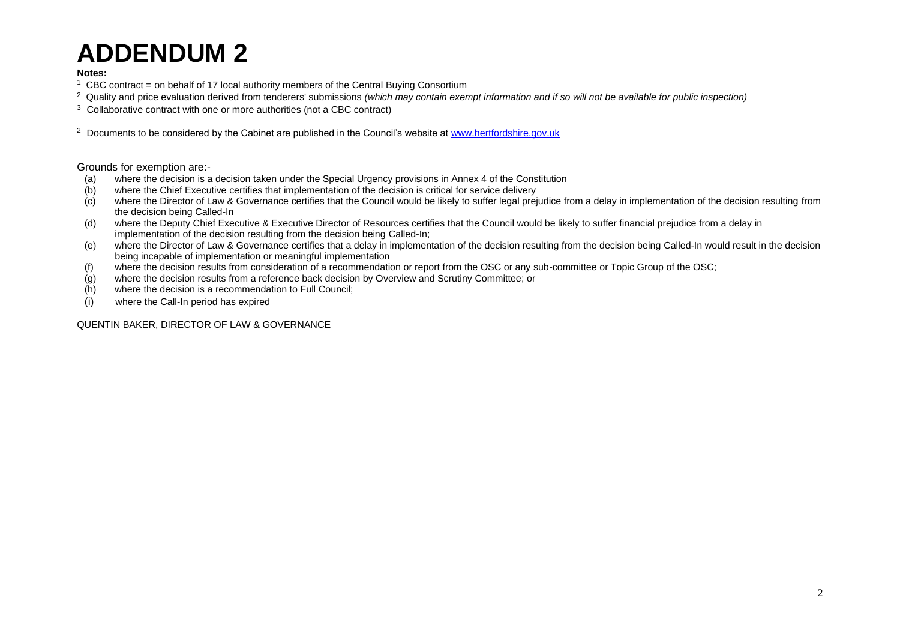# ADDENDUM 2

**Notes:**

[1] CBC contract = on behalf of 17 local authority members of the Central Buying Consortium

[2] Quality and price evaluation derived from tenderers' submissions *(which may contain exempt information and if so will not be available for public inspection)*

[3] Collaborative contract with one or more authorities (not a CBC contract)

[2] Documents to be considered by the Cabinet are published in the Council's website at [www.hertfordshire.gov.uk](http://www.hertfordshire.gov.uk)

Grounds for exemption are:-

- (a) where the decision is a decision taken under the Special Urgency provisions in Annex 4 of the Constitution
- (b) where the Chief Executive certifies that implementation of the decision is critical for service delivery
- (c) where the Director of Law & Governance certifies that the Council would be likely to suffer legal prejudice from a delay in implementation of the decision resulting from the decision being Called-In
- (d) where the Deputy Chief Executive & Executive Director of Resources certifies that the Council would be likely to suffer financial prejudice from a delay in implementation of the decision resulting from the decision being Called-In;
- (e) where the Director of Law & Governance certifies that a delay in implementation of the decision resulting from the decision being Called-In would result in the decision being incapable of implementation or meaningful implementation
- (f) where the decision results from consideration of a recommendation or report from the OSC or any sub-committee or Topic Group of the OSC;
- (g) where the decision results from a reference back decision by Overview and Scrutiny Committee; or
- (h) where the decision is a recommendation to Full Council;
- (i) where the Call-In period has expired

QUENTIN BAKER, DIRECTOR OF LAW & GOVERNANCE